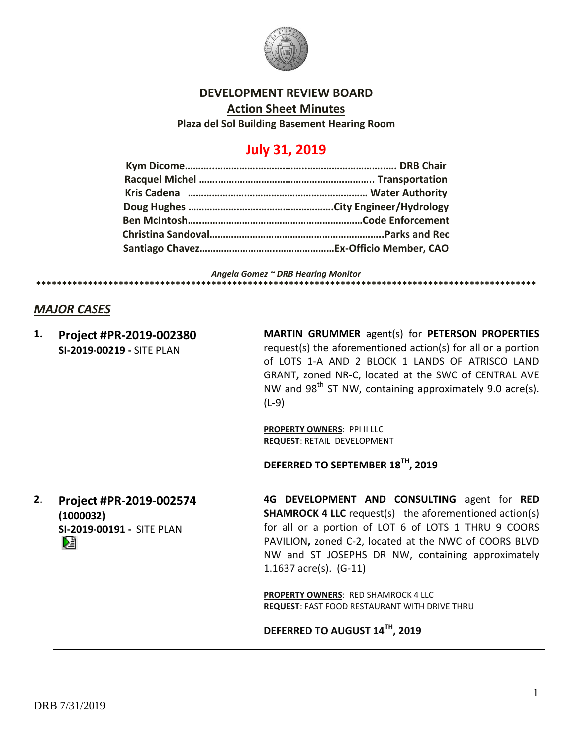# DEVELOPMENT REVIEW BOARD

## Action Sheet Minutes

**Plaza del Sol Building Basement Hearing Room**

## July 31, 2019

**Kym Dicome……………………………………………………………. DRB Chair**
**Racquel Michel ……………………………………………………….. Transportation**
**Kris Cadena ………………………………………………………… Water Authority**
**Doug Hughes …………………………………………….City Engineer/Hydrology**
**Ben McIntosh…………………………………………………………Code Enforcement**
**Christina Sandoval…………………………………………………………..Parks and Rec**
**Santiago Chavez…………………………………………Ex-Officio Member, CAO**

*Angela Gomez ~ DRB Hearing Monitor*

****************************************************************************************************

### *MAJOR CASES*

**1. Project #PR-2019-002380**
**SI-2019-00219 -** SITE PLAN

**MARTIN GRUMMER** agent(s) for **PETERSON PROPERTIES** request(s) the aforementioned action(s) for all or a portion of LOTS 1-A AND 2 BLOCK 1 LANDS OF ATRISCO LAND GRANT**,** zoned NR-C, located at the SWC of CENTRAL AVE NW and 98th ST NW, containing approximately 9.0 acre(s). (L-9)

**PROPERTY OWNERS**: PPI II LLC
**REQUEST**: RETAIL DEVELOPMENT

**DEFERRED TO SEPTEMBER 18TH, 2019**

---

**2. Project #PR-2019-002574**
**(1000032)**
**SI-2019-00191 -** SITE PLAN

**4G DEVELOPMENT AND CONSULTING** agent for **RED SHAMROCK 4 LLC** request(s) the aforementioned action(s) for all or a portion of LOT 6 of LOTS 1 THRU 9 COORS PAVILION**,** zoned C-2, located at the NWC of COORS BLVD NW and ST JOSEPHS DR NW, containing approximately 1.1637 acre(s). (G-11)

**PROPERTY OWNERS**: RED SHAMROCK 4 LLC
**REQUEST**: FAST FOOD RESTAURANT WITH DRIVE THRU

**DEFERRED TO AUGUST 14TH, 2019**

---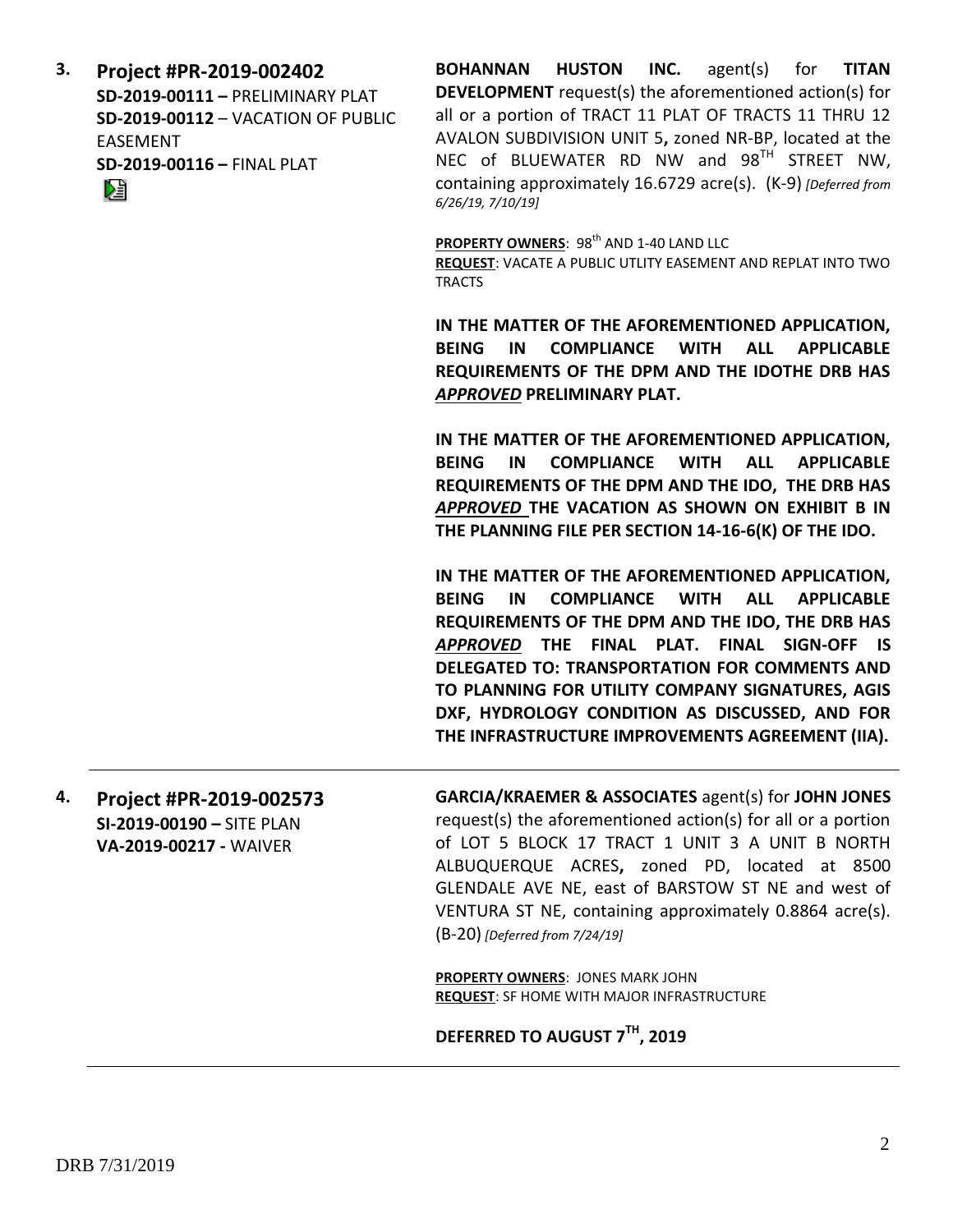**3. Project #PR-2019-002402**
**SD-2019-00111 –** PRELIMINARY PLAT
**SD-2019-00112** – VACATION OF PUBLIC EASEMENT
**SD-2019-00116 –** FINAL PLAT

**BOHANNAN HUSTON INC.** agent(s) for **TITAN DEVELOPMENT** request(s) the aforementioned action(s) for all or a portion of TRACT 11 PLAT OF TRACTS 11 THRU 12 AVALON SUBDIVISION UNIT 5**,** zoned NR-BP, located at the NEC of BLUEWATER RD NW and 98TH STREET NW, containing approximately 16.6729 acre(s). (K-9) *[Deferred from 6/26/19, 7/10/19]*

**PROPERTY OWNERS**: 98th AND 1-40 LAND LLC
**REQUEST**: VACATE A PUBLIC UTLITY EASEMENT AND REPLAT INTO TWO TRACTS

**IN THE MATTER OF THE AFOREMENTIONED APPLICATION, BEING IN COMPLIANCE WITH ALL APPLICABLE REQUIREMENTS OF THE DPM AND THE IDOTHE DRB HAS *APPROVED* PRELIMINARY PLAT.**

**IN THE MATTER OF THE AFOREMENTIONED APPLICATION, BEING IN COMPLIANCE WITH ALL APPLICABLE REQUIREMENTS OF THE DPM AND THE IDO, THE DRB HAS *APPROVED* THE VACATION AS SHOWN ON EXHIBIT B IN THE PLANNING FILE PER SECTION 14-16-6(K) OF THE IDO.**

**IN THE MATTER OF THE AFOREMENTIONED APPLICATION, BEING IN COMPLIANCE WITH ALL APPLICABLE REQUIREMENTS OF THE DPM AND THE IDO, THE DRB HAS *APPROVED* THE FINAL PLAT. FINAL SIGN-OFF IS DELEGATED TO: TRANSPORTATION FOR COMMENTS AND TO PLANNING FOR UTILITY COMPANY SIGNATURES, AGIS DXF, HYDROLOGY CONDITION AS DISCUSSED, AND FOR THE INFRASTRUCTURE IMPROVEMENTS AGREEMENT (IIA).**

---

**4. Project #PR-2019-002573**
**SI-2019-00190 –** SITE PLAN
**VA-2019-00217 -** WAIVER

**GARCIA/KRAEMER & ASSOCIATES** agent(s) for **JOHN JONES** request(s) the aforementioned action(s) for all or a portion of LOT 5 BLOCK 17 TRACT 1 UNIT 3 A UNIT B NORTH ALBUQUERQUE ACRES**,** zoned PD, located at 8500 GLENDALE AVE NE, east of BARSTOW ST NE and west of VENTURA ST NE, containing approximately 0.8864 acre(s). (B-20) *[Deferred from 7/24/19]*

**PROPERTY OWNERS**: JONES MARK JOHN
**REQUEST**: SF HOME WITH MAJOR INFRASTRUCTURE

**DEFERRED TO AUGUST 7TH, 2019**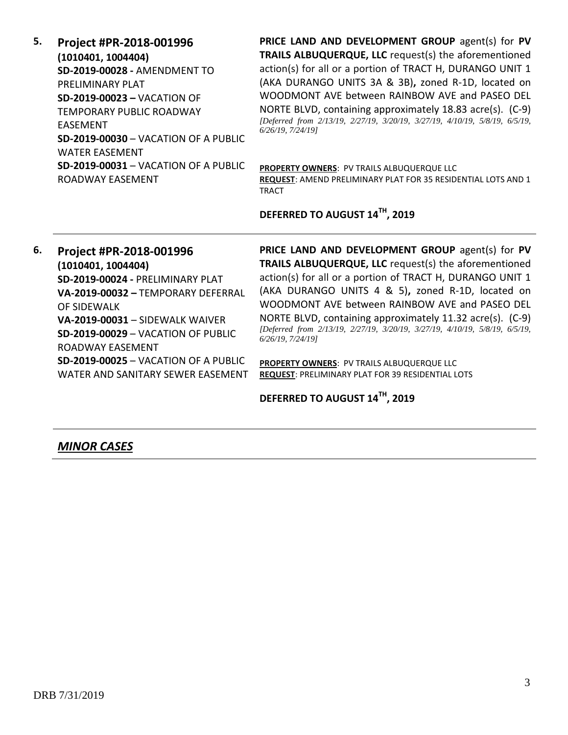**5. Project #PR-2018-001996**
**(1010401, 1004404)**
**SD-2019-00028 -** AMENDMENT TO PRELIMINARY PLAT
**SD-2019-00023 –** VACATION OF TEMPORARY PUBLIC ROADWAY EASEMENT
**SD-2019-00030** – VACATION OF A PUBLIC WATER EASEMENT
**SD-2019-00031** – VACATION OF A PUBLIC ROADWAY EASEMENT

**PRICE LAND AND DEVELOPMENT GROUP** agent(s) for **PV TRAILS ALBUQUERQUE, LLC** request(s) the aforementioned action(s) for all or a portion of TRACT H, DURANGO UNIT 1 (AKA DURANGO UNITS 3A & 3B)**,** zoned R-1D, located on WOODMONT AVE between RAINBOW AVE and PASEO DEL NORTE BLVD, containing approximately 18.83 acre(s). (C-9)
*[Deferred from 2/13/19, 2/27/19, 3/20/19, 3/27/19, 4/10/19, 5/8/19, 6/5/19, 6/26/19, 7/24/19]*

**PROPERTY OWNERS**: PV TRAILS ALBUQUERQUE LLC
**REQUEST**: AMEND PRELIMINARY PLAT FOR 35 RESIDENTIAL LOTS AND 1 TRACT

**DEFERRED TO AUGUST 14TH, 2019**

---

**6. Project #PR-2018-001996**
**(1010401, 1004404)**
**SD-2019-00024 -** PRELIMINARY PLAT
**VA-2019-00032 –** TEMPORARY DEFERRAL OF SIDEWALK
**VA-2019-00031** – SIDEWALK WAIVER
**SD-2019-00029** – VACATION OF PUBLIC ROADWAY EASEMENT
**SD-2019-00025** – VACATION OF A PUBLIC WATER AND SANITARY SEWER EASEMENT

**PRICE LAND AND DEVELOPMENT GROUP** agent(s) for **PV TRAILS ALBUQUERQUE, LLC** request(s) the aforementioned action(s) for all or a portion of TRACT H, DURANGO UNIT 1 (AKA DURANGO UNITS 4 & 5)**,** zoned R-1D, located on WOODMONT AVE between RAINBOW AVE and PASEO DEL NORTE BLVD, containing approximately 11.32 acre(s). (C-9)
*[Deferred from 2/13/19, 2/27/19, 3/20/19, 3/27/19, 4/10/19, 5/8/19, 6/5/19, 6/26/19, 7/24/19]*

**PROPERTY OWNERS**: PV TRAILS ALBUQUERQUE LLC
**REQUEST**: PRELIMINARY PLAT FOR 39 RESIDENTIAL LOTS

**DEFERRED TO AUGUST 14TH, 2019**

---

## ***MINOR CASES***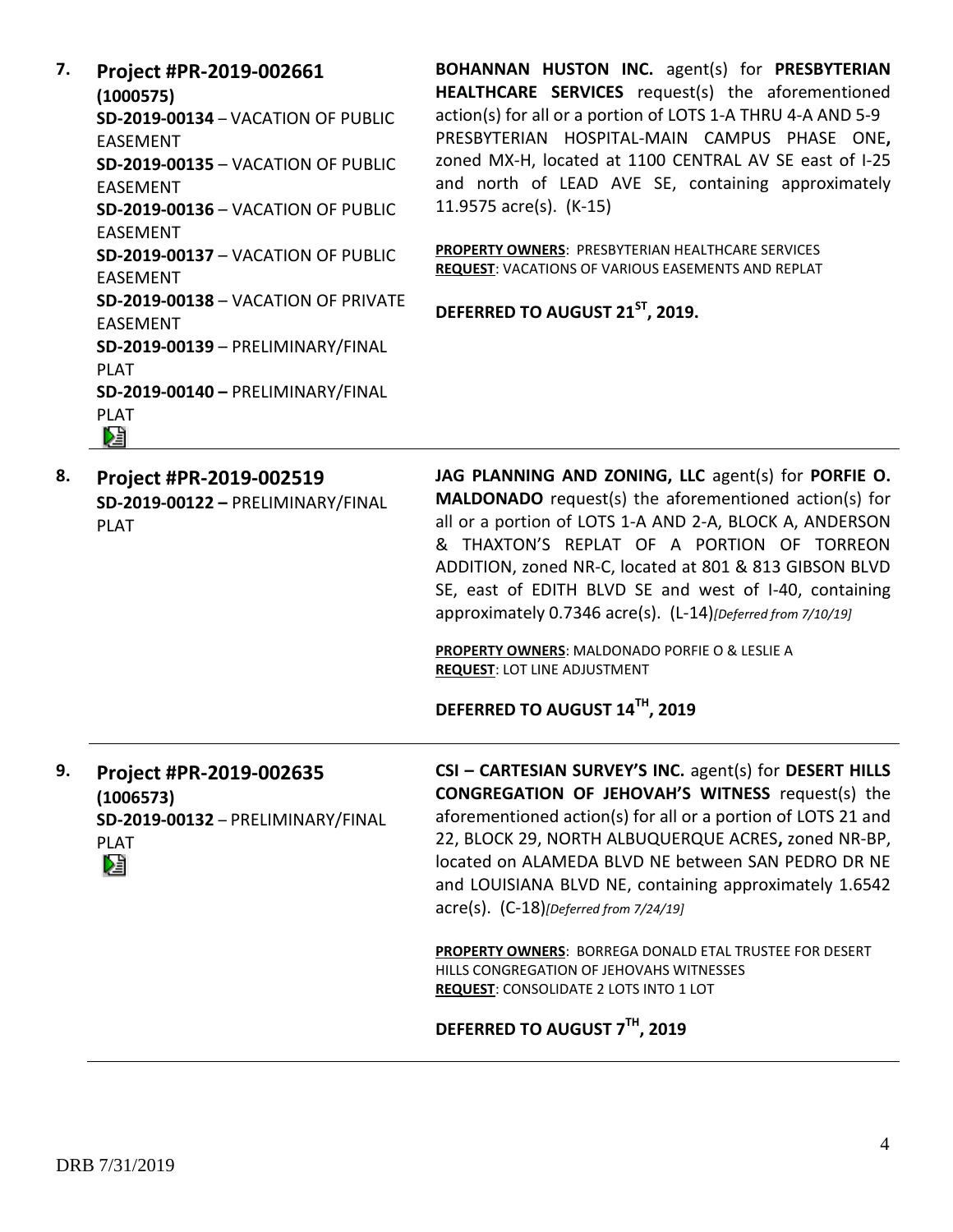**7. Project #PR-2019-002661**
**(1000575)**
**SD-2019-00134** – VACATION OF PUBLIC EASEMENT
**SD-2019-00135** – VACATION OF PUBLIC EASEMENT
**SD-2019-00136** – VACATION OF PUBLIC EASEMENT
**SD-2019-00137** – VACATION OF PUBLIC EASEMENT
**SD-2019-00138** – VACATION OF PRIVATE EASEMENT
**SD-2019-00139** – PRELIMINARY/FINAL PLAT
**SD-2019-00140 –** PRELIMINARY/FINAL PLAT

**BOHANNAN HUSTON INC.** agent(s) for **PRESBYTERIAN HEALTHCARE SERVICES** request(s) the aforementioned action(s) for all or a portion of LOTS 1-A THRU 4-A AND 5-9 PRESBYTERIAN HOSPITAL-MAIN CAMPUS PHASE ONE**,** zoned MX-H, located at 1100 CENTRAL AV SE east of I-25 and north of LEAD AVE SE, containing approximately 11.9575 acre(s). (K-15)

**PROPERTY OWNERS**: PRESBYTERIAN HEALTHCARE SERVICES
**REQUEST**: VACATIONS OF VARIOUS EASEMENTS AND REPLAT

**DEFERRED TO AUGUST 21ST, 2019.**

---

**8. Project #PR-2019-002519**
**SD-2019-00122 –** PRELIMINARY/FINAL PLAT

**JAG PLANNING AND ZONING, LLC** agent(s) for **PORFIE O. MALDONADO** request(s) the aforementioned action(s) for all or a portion of LOTS 1-A AND 2-A, BLOCK A, ANDERSON & THAXTON'S REPLAT OF A PORTION OF TORREON ADDITION, zoned NR-C, located at 801 & 813 GIBSON BLVD SE, east of EDITH BLVD SE and west of I-40, containing approximately 0.7346 acre(s). (L-14)*[Deferred from 7/10/19]*

**PROPERTY OWNERS**: MALDONADO PORFIE O & LESLIE A
**REQUEST**: LOT LINE ADJUSTMENT

**DEFERRED TO AUGUST 14TH, 2019**

---

**9. Project #PR-2019-002635**
**(1006573)**
**SD-2019-00132** – PRELIMINARY/FINAL PLAT

**CSI – CARTESIAN SURVEY'S INC.** agent(s) for **DESERT HILLS CONGREGATION OF JEHOVAH'S WITNESS** request(s) the aforementioned action(s) for all or a portion of LOTS 21 and 22, BLOCK 29, NORTH ALBUQUERQUE ACRES**,** zoned NR-BP, located on ALAMEDA BLVD NE between SAN PEDRO DR NE and LOUISIANA BLVD NE, containing approximately 1.6542 acre(s). (C-18)*[Deferred from 7/24/19]*

**PROPERTY OWNERS**: BORREGA DONALD ETAL TRUSTEE FOR DESERT HILLS CONGREGATION OF JEHOVAHS WITNESSES
**REQUEST**: CONSOLIDATE 2 LOTS INTO 1 LOT

**DEFERRED TO AUGUST 7TH, 2019**

---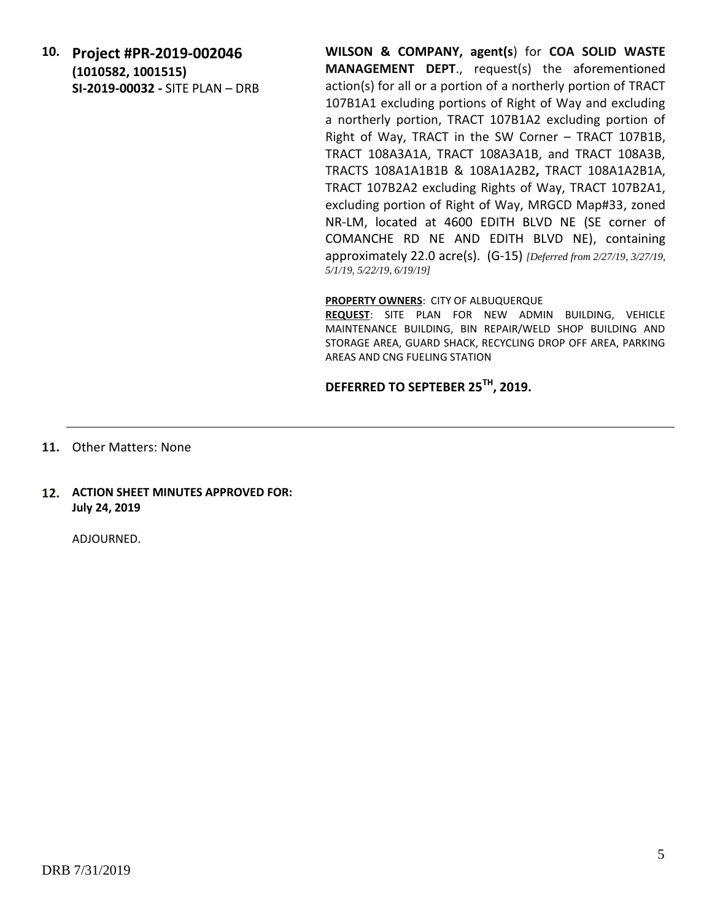**10. Project #PR-2019-002046**
**(1010582, 1001515)**
**SI-2019-00032 -** SITE PLAN – DRB

**WILSON & COMPANY, agent(s**) for **COA SOLID WASTE MANAGEMENT DEPT**., request(s) the aforementioned action(s) for all or a portion of a northerly portion of TRACT 107B1A1 excluding portions of Right of Way and excluding a northerly portion, TRACT 107B1A2 excluding portion of Right of Way, TRACT in the SW Corner – TRACT 107B1B, TRACT 108A3A1A, TRACT 108A3A1B, and TRACT 108A3B, TRACTS 108A1A1B1B & 108A1A2B2**,** TRACT 108A1A2B1A, TRACT 107B2A2 excluding Rights of Way, TRACT 107B2A1, excluding portion of Right of Way, MRGCD Map#33, zoned NR-LM, located at 4600 EDITH BLVD NE (SE corner of COMANCHE RD NE AND EDITH BLVD NE), containing approximately 22.0 acre(s). (G-15) *[Deferred from 2/27/19, 3/27/19, 5/1/19, 5/22/19, 6/19/19]*

**PROPERTY OWNERS**: CITY OF ALBUQUERQUE
**REQUEST**: SITE PLAN FOR NEW ADMIN BUILDING, VEHICLE MAINTENANCE BUILDING, BIN REPAIR/WELD SHOP BUILDING AND STORAGE AREA, GUARD SHACK, RECYCLING DROP OFF AREA, PARKING AREAS AND CNG FUELING STATION

**DEFERRED TO SEPTEBER 25TH, 2019.**

---

**11.** Other Matters: None

**12. ACTION SHEET MINUTES APPROVED FOR: July 24, 2019**

ADJOURNED.

DRB 7/31/2019